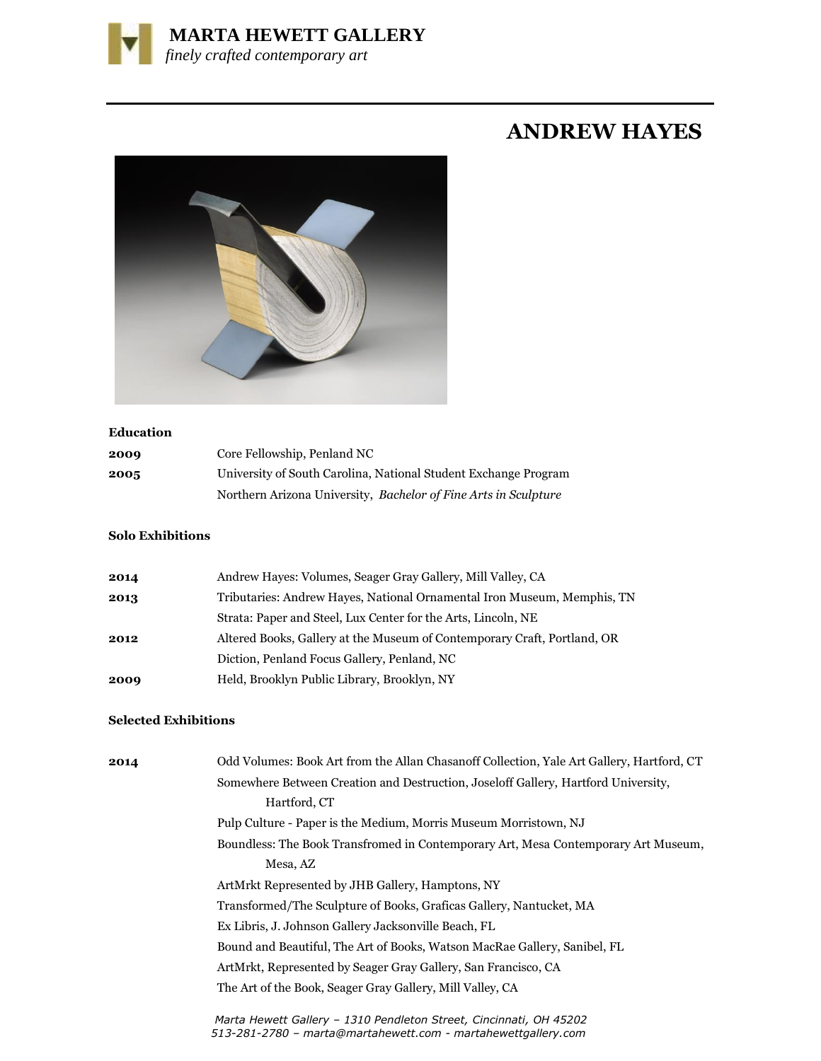**MARTA HEWETT GALLERY**
*finely crafted contemporary art*

# ANDREW HAYES

### Education

| | |
|---|---|
| **2009** | Core Fellowship, Penland NC |
| **2005** | University of South Carolina, National Student Exchange Program |
| | Northern Arizona University, *Bachelor of Fine Arts in Sculpture* |

### Solo Exhibitions

| | |
|---|---|
| **2014** | Andrew Hayes: Volumes, Seager Gray Gallery, Mill Valley, CA |
| **2013** | Tributaries: Andrew Hayes, National Ornamental Iron Museum, Memphis, TN |
| | Strata: Paper and Steel, Lux Center for the Arts, Lincoln, NE |
| **2012** | Altered Books, Gallery at the Museum of Contemporary Craft, Portland, OR |
| | Diction, Penland Focus Gallery, Penland, NC |
| **2009** | Held, Brooklyn Public Library, Brooklyn, NY |

### Selected Exhibitions

| | |
|---|---|
| **2014** | Odd Volumes: Book Art from the Allan Chasanoff Collection, Yale Art Gallery, Hartford, CT |
| | Somewhere Between Creation and Destruction, Joseloff Gallery, Hartford University, Hartford, CT |
| | Pulp Culture - Paper is the Medium, Morris Museum Morristown, NJ |
| | Boundless: The Book Transfromed in Contemporary Art, Mesa Contemporary Art Museum, Mesa, AZ |
| | ArtMrkt Represented by JHB Gallery, Hamptons, NY |
| | Transformed/The Sculpture of Books, Graficas Gallery, Nantucket, MA |
| | Ex Libris, J. Johnson Gallery Jacksonville Beach, FL |
| | Bound and Beautiful, The Art of Books, Watson MacRae Gallery, Sanibel, FL |
| | ArtMrkt, Represented by Seager Gray Gallery, San Francisco, CA |
| | The Art of the Book, Seager Gray Gallery, Mill Valley, CA |

*Marta Hewett Gallery – 1310 Pendleton Street, Cincinnati, OH 45202*
*513-281-2780 – marta@martahewett.com - martahewettgallery.com*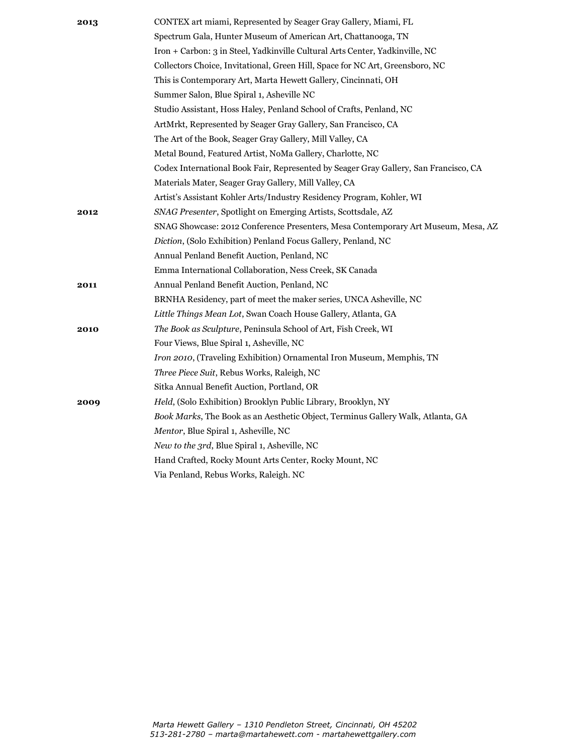| | |
|---|---|
| **2013** | CONTEX art miami, Represented by Seager Gray Gallery, Miami, FL |
| | Spectrum Gala, Hunter Museum of American Art, Chattanooga, TN |
| | Iron + Carbon: 3 in Steel, Yadkinville Cultural Arts Center, Yadkinville, NC |
| | Collectors Choice, Invitational, Green Hill, Space for NC Art, Greensboro, NC |
| | This is Contemporary Art, Marta Hewett Gallery, Cincinnati, OH |
| | Summer Salon, Blue Spiral 1, Asheville NC |
| | Studio Assistant, Hoss Haley, Penland School of Crafts, Penland, NC |
| | ArtMrkt, Represented by Seager Gray Gallery, San Francisco, CA |
| | The Art of the Book, Seager Gray Gallery, Mill Valley, CA |
| | Metal Bound, Featured Artist, NoMa Gallery, Charlotte, NC |
| | Codex International Book Fair, Represented by Seager Gray Gallery, San Francisco, CA |
| | Materials Mater, Seager Gray Gallery, Mill Valley, CA |
| | Artist's Assistant Kohler Arts/Industry Residency Program, Kohler, WI |
| **2012** | *SNAG Presenter*, Spotlight on Emerging Artists, Scottsdale, AZ |
| | SNAG Showcase: 2012 Conference Presenters, Mesa Contemporary Art Museum, Mesa, AZ |
| | *Diction*, (Solo Exhibition) Penland Focus Gallery, Penland, NC |
| | Annual Penland Benefit Auction, Penland, NC |
| | Emma International Collaboration, Ness Creek, SK Canada |
| **2011** | Annual Penland Benefit Auction, Penland, NC |
| | BRNHA Residency, part of meet the maker series, UNCA Asheville, NC |
| | *Little Things Mean Lot*, Swan Coach House Gallery, Atlanta, GA |
| **2010** | *The Book as Sculpture*, Peninsula School of Art, Fish Creek, WI |
| | Four Views, Blue Spiral 1, Asheville, NC |
| | *Iron 2010*, (Traveling Exhibition) Ornamental Iron Museum, Memphis, TN |
| | *Three Piece Suit*, Rebus Works, Raleigh, NC |
| | Sitka Annual Benefit Auction, Portland, OR |
| **2009** | *Held*, (Solo Exhibition) Brooklyn Public Library, Brooklyn, NY |
| | *Book Marks*, The Book as an Aesthetic Object, Terminus Gallery Walk, Atlanta, GA |
| | *Mentor*, Blue Spiral 1, Asheville, NC |
| | *New to the 3rd*, Blue Spiral 1, Asheville, NC |
| | Hand Crafted, Rocky Mount Arts Center, Rocky Mount, NC |
| | Via Penland, Rebus Works, Raleigh. NC |